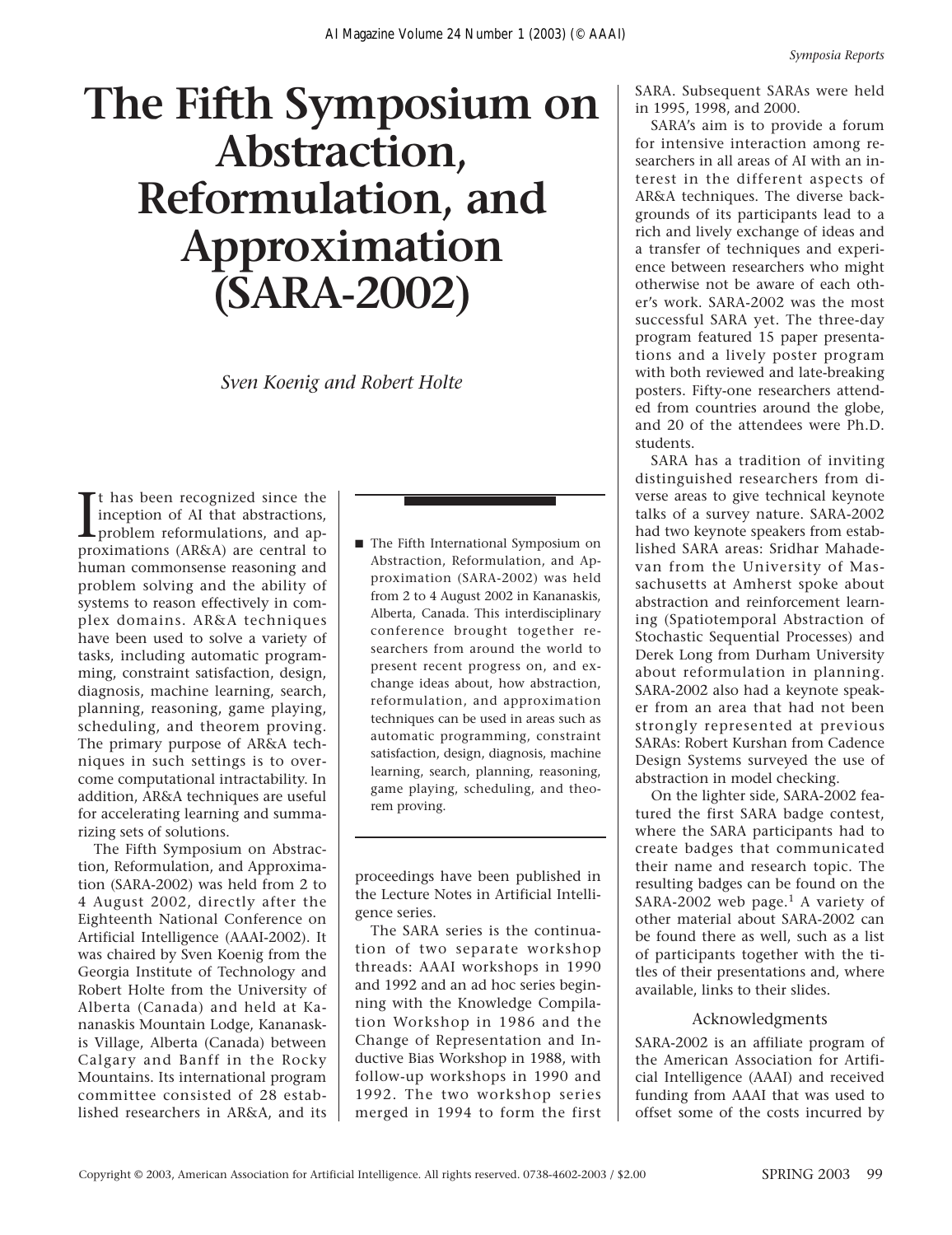# The Fifth Symposium on Abstraction, Reformulation, and Approximation (SARA-2002)

*Sven Koenig and Robert Holte*

■ The Fifth International Symposium on Abstraction, Reformulation, and Approximation (SARA-2002) was held from 2 to 4 August 2002 in Kananaskis, Alberta, Canada. This interdisciplinary conference brought together researchers from around the world to present recent progress on, and exchange ideas about, how abstraction, reformulation, and approximation techniques can be used in areas such as automatic programming, constraint satisfaction, design, diagnosis, machine learning, search, planning, reasoning, game playing, scheduling, and theorem proving.

It has been recognized since the inception of AI that abstractions, problem reformulations, and approximations (AR&A) are central to human commonsense reasoning and problem solving and the ability of systems to reason effectively in complex domains. AR&A techniques have been used to solve a variety of tasks, including automatic programming, constraint satisfaction, design, diagnosis, machine learning, search, planning, reasoning, game playing, scheduling, and theorem proving. The primary purpose of AR&A techniques in such settings is to overcome computational intractability. In addition, AR&A techniques are useful for accelerating learning and summarizing sets of solutions.

The Fifth Symposium on Abstraction, Reformulation, and Approximation (SARA-2002) was held from 2 to 4 August 2002, directly after the Eighteenth National Conference on Artificial Intelligence (AAAI-2002). It was chaired by Sven Koenig from the Georgia Institute of Technology and Robert Holte from the University of Alberta (Canada) and held at Kananaskis Mountain Lodge, Kananaskis Village, Alberta (Canada) between Calgary and Banff in the Rocky Mountains. Its international program committee consisted of 28 established researchers in AR&A, and its proceedings have been published in the Lecture Notes in Artificial Intelligence series.

The SARA series is the continuation of two separate workshop threads: AAAI workshops in 1990 and 1992 and an ad hoc series beginning with the Knowledge Compilation Workshop in 1986 and the Change of Representation and Inductive Bias Workshop in 1988, with follow-up workshops in 1990 and 1992. The two workshop series merged in 1994 to form the first SARA. Subsequent SARAs were held in 1995, 1998, and 2000.

SARA's aim is to provide a forum for intensive interaction among researchers in all areas of AI with an interest in the different aspects of AR&A techniques. The diverse backgrounds of its participants lead to a rich and lively exchange of ideas and a transfer of techniques and experience between researchers who might otherwise not be aware of each other's work. SARA-2002 was the most successful SARA yet. The three-day program featured 15 paper presentations and a lively poster program with both reviewed and late-breaking posters. Fifty-one researchers attended from countries around the globe, and 20 of the attendees were Ph.D. students.

SARA has a tradition of inviting distinguished researchers from diverse areas to give technical keynote talks of a survey nature. SARA-2002 had two keynote speakers from established SARA areas: Sridhar Mahadevan from the University of Massachusetts at Amherst spoke about abstraction and reinforcement learning (Spatiotemporal Abstraction of Stochastic Sequential Processes) and Derek Long from Durham University about reformulation in planning. SARA-2002 also had a keynote speaker from an area that had not been strongly represented at previous SARAs: Robert Kurshan from Cadence Design Systems surveyed the use of abstraction in model checking.

On the lighter side, SARA-2002 featured the first SARA badge contest, where the SARA participants had to create badges that communicated their name and research topic. The resulting badges can be found on the SARA-2002 web page.[1] A variety of other material about SARA-2002 can be found there as well, such as a list of participants together with the titles of their presentations and, where available, links to their slides.

## Acknowledgments

SARA-2002 is an affiliate program of the American Association for Artificial Intelligence (AAAI) and received funding from AAAI that was used to offset some of the costs incurred by

Copyright © 2003, American Association for Artificial Intelligence. All rights reserved. 0738-4602-2003 / $2.00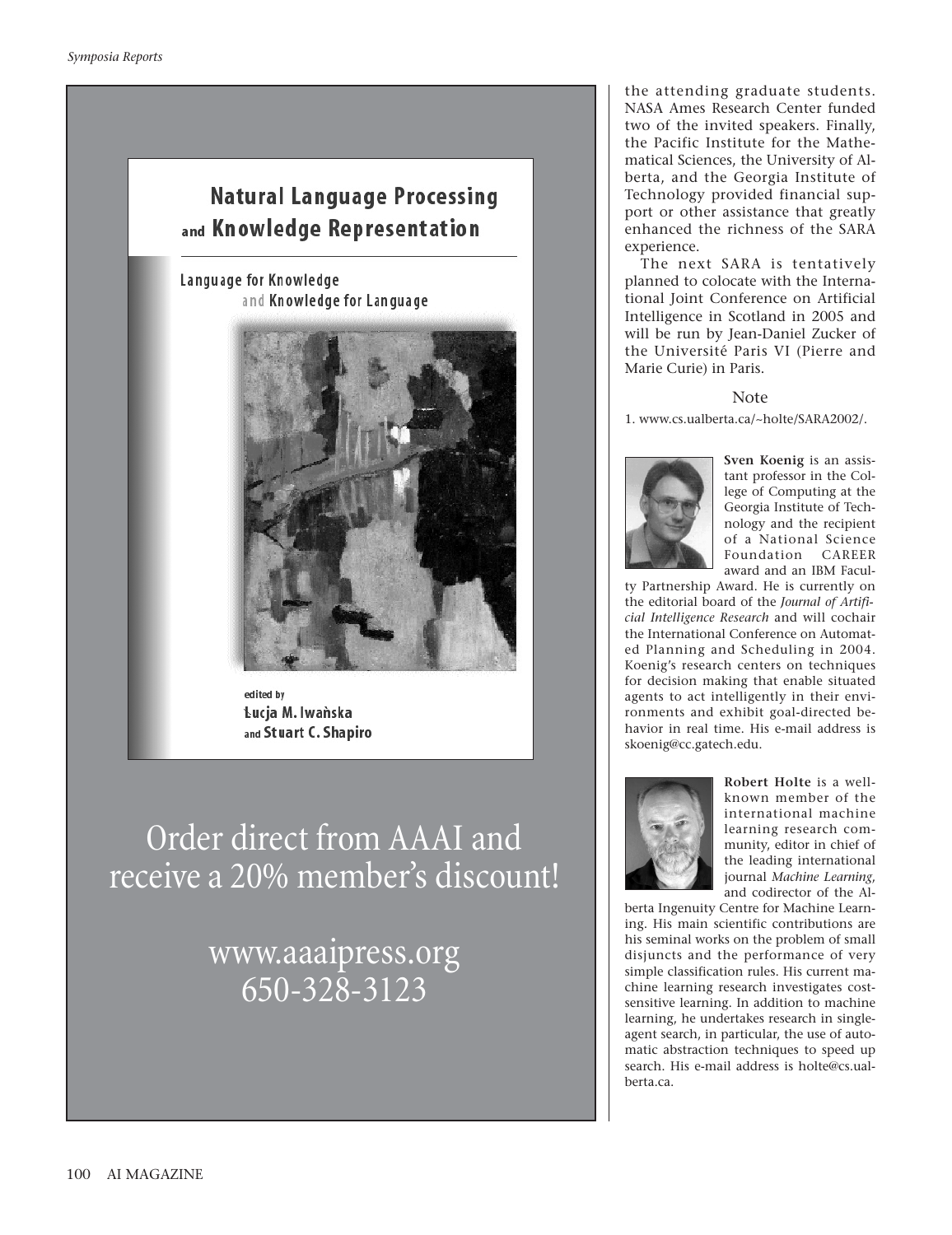Natural Language Processing and Knowledge Representation

Language for Knowledge and Knowledge for Language

edited by
Łucja M. Iwańska
and Stuart C. Shapiro

Order direct from AAAI and receive a 20% member's discount!

www.aaaipress.org
650-328-3123

the attending graduate students. NASA Ames Research Center funded two of the invited speakers. Finally, the Pacific Institute for the Mathematical Sciences, the University of Alberta, and the Georgia Institute of Technology provided financial support or other assistance that greatly enhanced the richness of the SARA experience.

The next SARA is tentatively planned to colocate with the International Joint Conference on Artificial Intelligence in Scotland in 2005 and will be run by Jean-Daniel Zucker of the Université Paris VI (Pierre and Marie Curie) in Paris.

## Note

1. www.cs.ualberta.ca/~holte/SARA2002/.

**Sven Koenig** is an assistant professor in the College of Computing at the Georgia Institute of Technology and the recipient of a National Science Foundation CAREER award and an IBM Faculty Partnership Award. He is currently on the editorial board of the *Journal of Artificial Intelligence Research* and will cochair the International Conference on Automated Planning and Scheduling in 2004. Koenig's research centers on techniques for decision making that enable situated agents to act intelligently in their environments and exhibit goal-directed behavior in real time. His e-mail address is skoenig@cc.gatech.edu.

**Robert Holte** is a well-known member of the international machine learning research community, editor in chief of the leading international journal *Machine Learning*, and codirector of the Alberta Ingenuity Centre for Machine Learning. His main scientific contributions are his seminal works on the problem of small disjuncts and the performance of very simple classification rules. His current machine learning research investigates cost-sensitive learning. In addition to machine learning, he undertakes research in single-agent search, in particular, the use of automatic abstraction techniques to speed up search. His e-mail address is holte@cs.ualberta.ca.